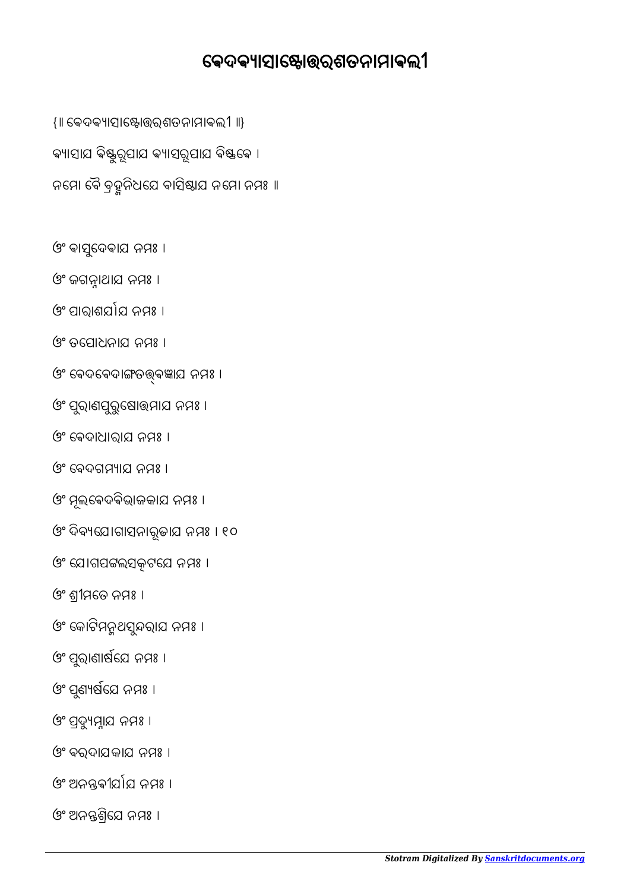# ବେଦବ୍ୟାସାଷ୍ଟୋତ୍ତରଶତନାମାଵଲୀ

{॥ ବେଦବ୍ୟାସାଷ୍ଟୋତ୍ତରଶତନାମାଵଲୀ ॥}

ବ୍ୟାସାଯ ଵିଷ୍ଣୁରୂପାଯ ବ୍ୟାସରୂପାଯ ଵିଷ୍ଣଵେ ।

ନମୋ ଵୈ ବ୍ରହ୍ମନିଧଯେ ଵାସିଷ୍ଠାଯ ନମୋ ନମଃ ॥

ଓଂ ଵାସୁଦେଵାଯ ନମଃ ।

ଓଂ ଜଗନ୍ନାଥାଯ ନମଃ ।

ଓଂ ପାରାଶର୍ଯାଯ ନମଃ ।

ଓଂ ତପୋଧନାଯ ନମଃ ।

ଓଂ ବେଦବେଦାଙ୍ଗତତ୍ତ୍ଵଜ୍ଞାଯ ନମଃ ।

ଓଂ ପୁରାଣପୁରୁଷୋତ୍ତମାଯ ନମଃ ।

ଓଂ ବେଦାଧାରାଯ ନମଃ ।

ଓଂ ବେଦଗମ୍ୟାଯ ନମଃ ।

ଓଂ ମୂଲବେଦଵିଭାଜକାଯ ନମଃ ।

ଓଂ ଦିଵ୍ୟଯୋଗାସନାରୂଢାଯ ନମଃ । ୧୦

ଓଂ ଯୋଗପଟ୍ଟଲସତ୍କୃଟଯେ ନମଃ ।

ଓଂ ଶ୍ରୀମତେ ନମଃ ।

ଓଂ କୋଟିମନ୍ମଥସୁନ୍ଦରାଯ ନମଃ ।

ଓଂ ପୁରାଣାର୍ଷଯେ ନମଃ ।

ଓଂ ପୁଣ୍ୟର୍ଷଯେ ନମଃ ।

ଓଂ ପ୍ରଦ୍ୟୁମ୍ନାଯ ନମଃ ।

ଓଂ ଵରଦାଯକାଯ ନମଃ ।

ଓଂ ଅନନ୍ତଵୀର୍ଯାଯ ନମଃ ।

ଓଂ ଅନନ୍ତଶ୍ରିଯେ ନମଃ ।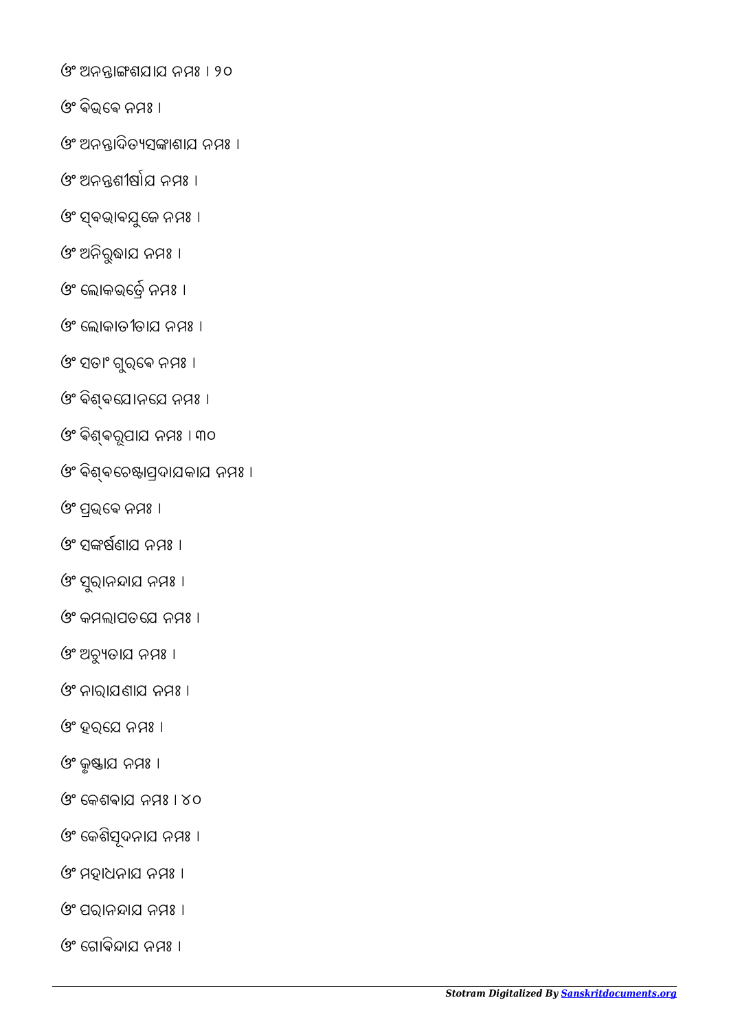ଓଂ ଅନନ୍ତାଙ୍ଗଶଯାଯ ନମଃ । ୨୦

ଓଂ ବିଭବେ ନମଃ ।

ଓଂ ଅନନ୍ତାଦିତ୍ୟସଙ୍କାଶାଯ ନମଃ ।

ଓଂ ଅନନ୍ତଶୀର୍ଷାଯ ନମଃ ।

ଓଂ ସ୍ଵଭାବଯୁଜେ ନମଃ ।

ଓଂ ଅନିରୁଦ୍ଧାଯ ନମଃ ।

ଓଂ ଲୋକଭର୍ତ୍ରେ ନମଃ ।

ଓଂ ଲୋକାତୀତାଯ ନମଃ ।

ଓଂ ସତାଂ ଗୁରବେ ନମଃ ।

ଓଂ ବିଶ୍ଵଯୋନଯେ ନମଃ ।

ଓଂ ବିଶ୍ଵରୂପାଯ ନମଃ । ୩୦

ଓଂ ବିଶ୍ଵଚେଷ୍ଟାପ୍ରଦାଯକାଯ ନମଃ ।

ଓଂ ପ୍ରଭବେ ନମଃ ।

ଓଂ ସଙ୍କର୍ଷଣାଯ ନମଃ ।

ଓଂ ସୁରାନନ୍ଦାଯ ନମଃ ।

ଓଂ କମଲାପତଯେ ନମଃ ।

ଓଂ ଅଚ୍ୟୁତାଯ ନମଃ ।

ଓଂ ନାରାଯଣାଯ ନମଃ ।

ଓଂ ହରଯେ ନମଃ ।

ଓଂ କୃଷ୍ଣାଯ ନମଃ ।

ଓଂ କେଶବାଯ ନମଃ । ୪୦

ଓଂ କେଶିସୂଦନାଯ ନମଃ ।

ଓଂ ମହାଧନାଯ ନମଃ ।

ଓଂ ପରାନନ୍ଦାଯ ନମଃ ।

ଓଂ ଗୋବିନ୍ଦାଯ ନମଃ ।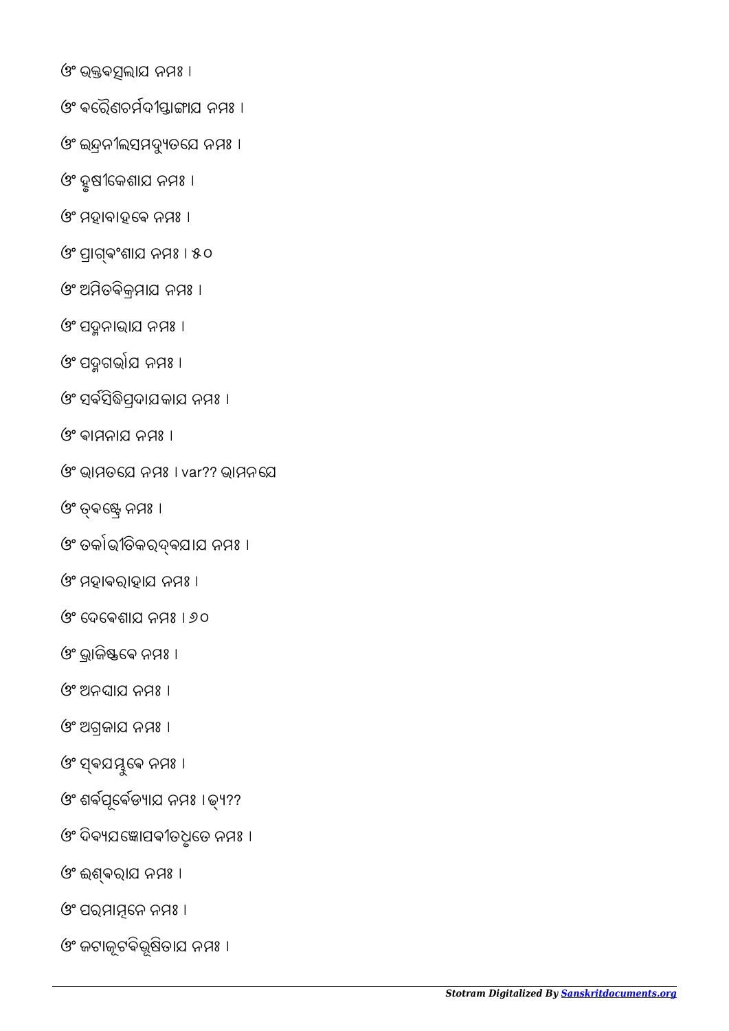ଓଂ ଭକ୍ତବତ୍ସଲାଯ ନମଃ ।

ଓଂ ବରୈଣଚର୍ମଦୀପ୍ତାଙ୍ଗାଯ ନମଃ ।

ଓଂ ଇନ୍ଦ୍ରନୀଲସମଦ୍ୟୁତଯେ ନମଃ ।

ଓଂ ହୃଷୀକେଶାଯ ନମଃ ।

ଓଂ ମହାବାହବେ ନମଃ ।

ଓଂ ପ୍ରାଗ୍ଵଂଶାଯ ନମଃ । ୫୦

ଓଂ ଅମିତବିକ୍ରମାଯ ନମଃ ।

ଓଂ ପଦ୍ମନାଭାଯ ନମଃ ।

ଓଂ ପଦ୍ମଗର୍ଭାଯ ନମଃ ।

ଓଂ ସର୍ବସିଦ୍ଧିପ୍ରଦାଯକାଯ ନମଃ ।

ଓଂ ଵାମନାଯ ନମଃ ।

ଓଂ ଭାମତଯେ ନମଃ । var?? ଭାମନଯେ

ଓଂ ତ୍ଵକ୍ଷ୍ଣେ ନମଃ ।

ଓଂ ତର୍କାଭୀତିକରଦ୍ଵଯାଯ ନମଃ ।

ଓଂ ମହାଵରାହାଯ ନମଃ ।

ଓଂ ଦେବେଶାଯ ନମଃ । ୬୦

ଓଂ ଭ୍ରାଜିଷ୍ଣବେ ନମଃ ।

ଓଂ ଅନଘାଯ ନମଃ ।

ଓଂ ଅଗ୍ରଜାଯ ନମଃ ।

ଓଂ ସ୍ଵଯମ୍ଭୁବେ ନମଃ ।

ଓଂ ଶର୍ବପୂର୍ବେଡ୍ୟାଯ ନମଃ । ଡ୍ୟ??

ଓଂ ଦିବ୍ୟଯଜ୍ଞୋପଵୀତଧୃତେ ନମଃ ।

ଓଂ ଈଶ୍ଵରାଯ ନମଃ ।

ଓଂ ପରମାତ୍ମନେ ନମଃ ।

ଓଂ ଜଟାଜୂଟବିଭୂଷିତାଯ ନମଃ ।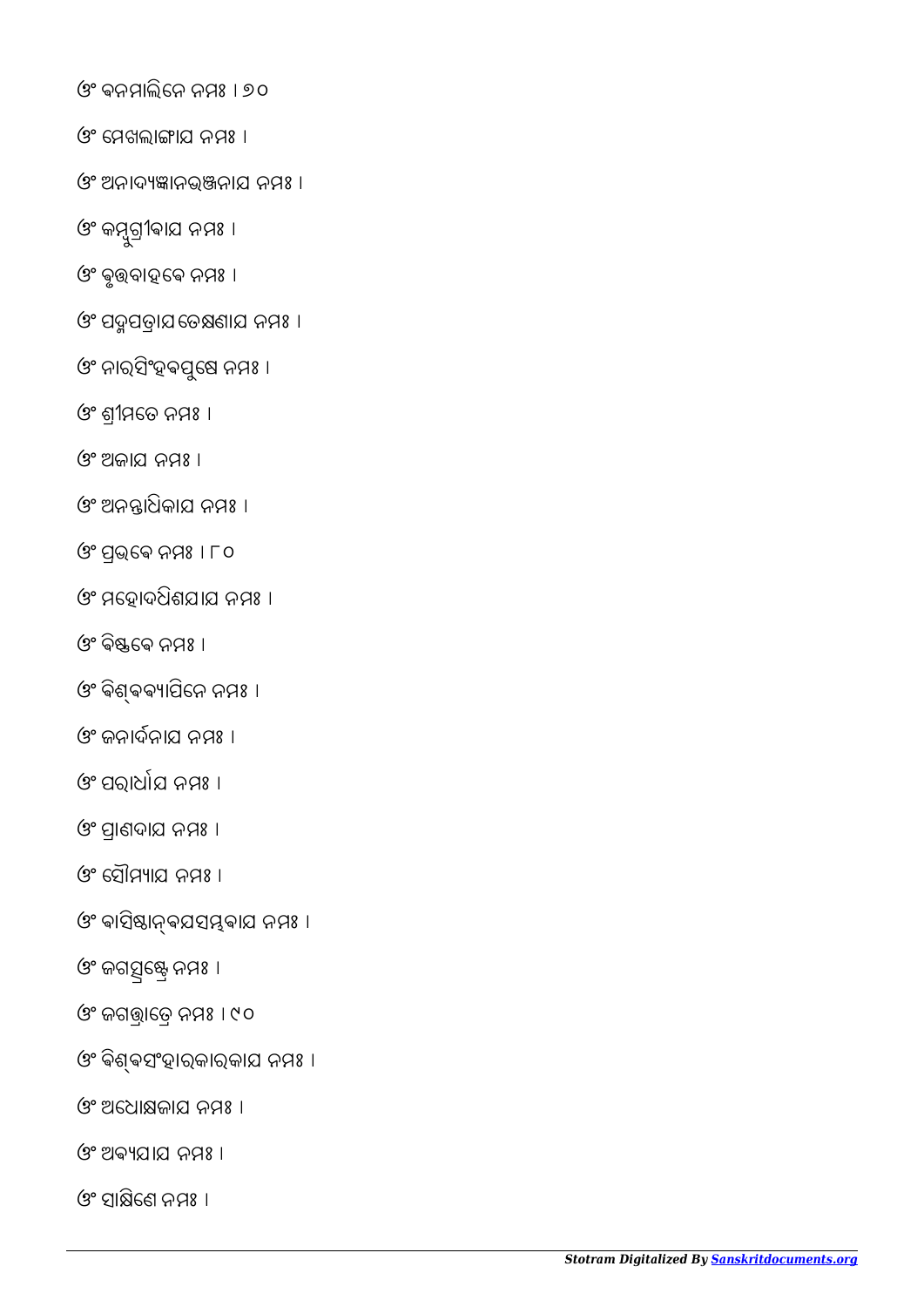ଓଂ ବନମାଲିନେ ନମଃ । ୭୦

ଓଂ ମେଖଲାଙ୍ଗାଯ ନମଃ ।

ଓଂ ଅନାଦ୍ୟଜ୍ଞାନଭଞ୍ଜନାଯ ନମଃ ।

ଓଂ କମ୍ବୁଗ୍ରୀବାଯ ନମଃ ।

ଓଂ ବୃତ୍ତବାହବେ ନମଃ ।

ଓଂ ପଦ୍ମପତ୍ରାଯତେକ୍ଷଣାଯ ନମଃ ।

ଓଂ ନାରସିଂହବପୁଷେ ନମଃ ।

ଓଂ ଶ୍ରୀମତେ ନମଃ ।

ଓଂ ଅଜାଯ ନମଃ ।

ଓଂ ଅନନ୍ତାଧିକାଯ ନମଃ ।

ଓଂ ପ୍ରଭବେ ନମଃ । ୮୦

ଓଂ ମହୋଦଧିଶଯାଯ ନମଃ ।

ଓଂ ବିଷ୍ଣବେ ନମଃ ।

ଓଂ ବିଶ୍ଵବ୍ୟାପିନେ ନମଃ ।

ଓଂ ଜନାର୍ଦନାଯ ନମଃ ।

ଓଂ ପରାର୍ଧାଯ ନମଃ ।

ଓଂ ପ୍ରାଣଦାଯ ନମଃ ।

ଓଂ ସୌମ୍ୟାଯ ନମଃ ।

ଓଂ ବାସିଷ୍ଠାନ୍ଵଯସମ୍ଭବାଯ ନମଃ ।

ଓଂ ଜଗସ୍ରଷ୍ଟ୍ରେ ନମଃ ।

ଓଂ ଜଗତ୍ତ୍ରାତ୍ରେ ନମଃ । ୯୦

ଓଂ ବିଶ୍ଵସଂହାରକାରକାଯ ନମଃ ।

ଓଂ ଅଧୋକ୍ଷଜାଯ ନମଃ ।

ଓଂ ଅବ୍ୟଯାଯ ନମଃ ।

ଓଂ ସାକ୍ଷିଣେ ନମଃ ।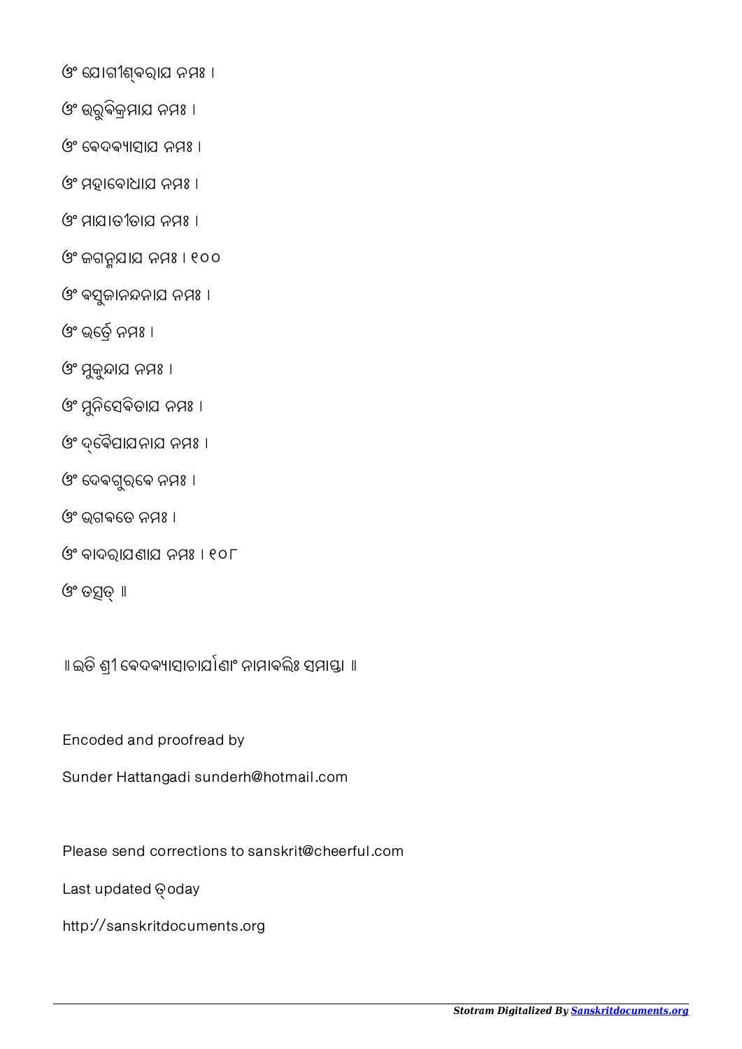ଓଂ ଯୋଗୀଶ୍ଵରାଯ ନମଃ ।

ଓଂ ଉରୁବିକ୍ରମାଯ ନମଃ ।

ଓଂ ଵେଦଵ୍ୟାସାଯ ନମଃ ।

ଓଂ ମହାବୋଧାଯ ନମଃ ।

ଓଂ ମାଯାତୀତାଯ ନମଃ ।

ଓଂ ଜଗନ୍ମଯାଯ ନମଃ । ୧୦୦

ଓଂ ଵସୁଜାନନ୍ଦନାଯ ନମଃ ।

ଓଂ ଭର୍ତ୍ରେ ନମଃ ।

ଓଂ ମୁକୁନ୍ଦାଯ ନମଃ ।

ଓଂ ମୁନିସେଵିତାଯ ନମଃ ।

ଓଂ ଦ୍ଵୈପାଯନାଯ ନମଃ ।

ଓଂ ଦେଵଗୁରଵେ ନମଃ ।

ଓଂ ଭଗଵତେ ନମଃ ।

ଓଂ ବାଦରାଯଣାଯ ନମଃ । ୧୦୮

ଓଂ ତତ୍ସତ୍ ॥

॥ ଇତି ଶ୍ରୀ ଵେଦଵ୍ୟାସାଚାର୍ଯାଣାଂ ନାମାଵଲିଃ ସମାପ୍ତା ॥

Encoded and proofread by

Sunder Hattangadi sunderh@hotmail.com

Please send corrections to sanskrit@cheerful.com

Last updated ତ୍oday

http://sanskritdocuments.org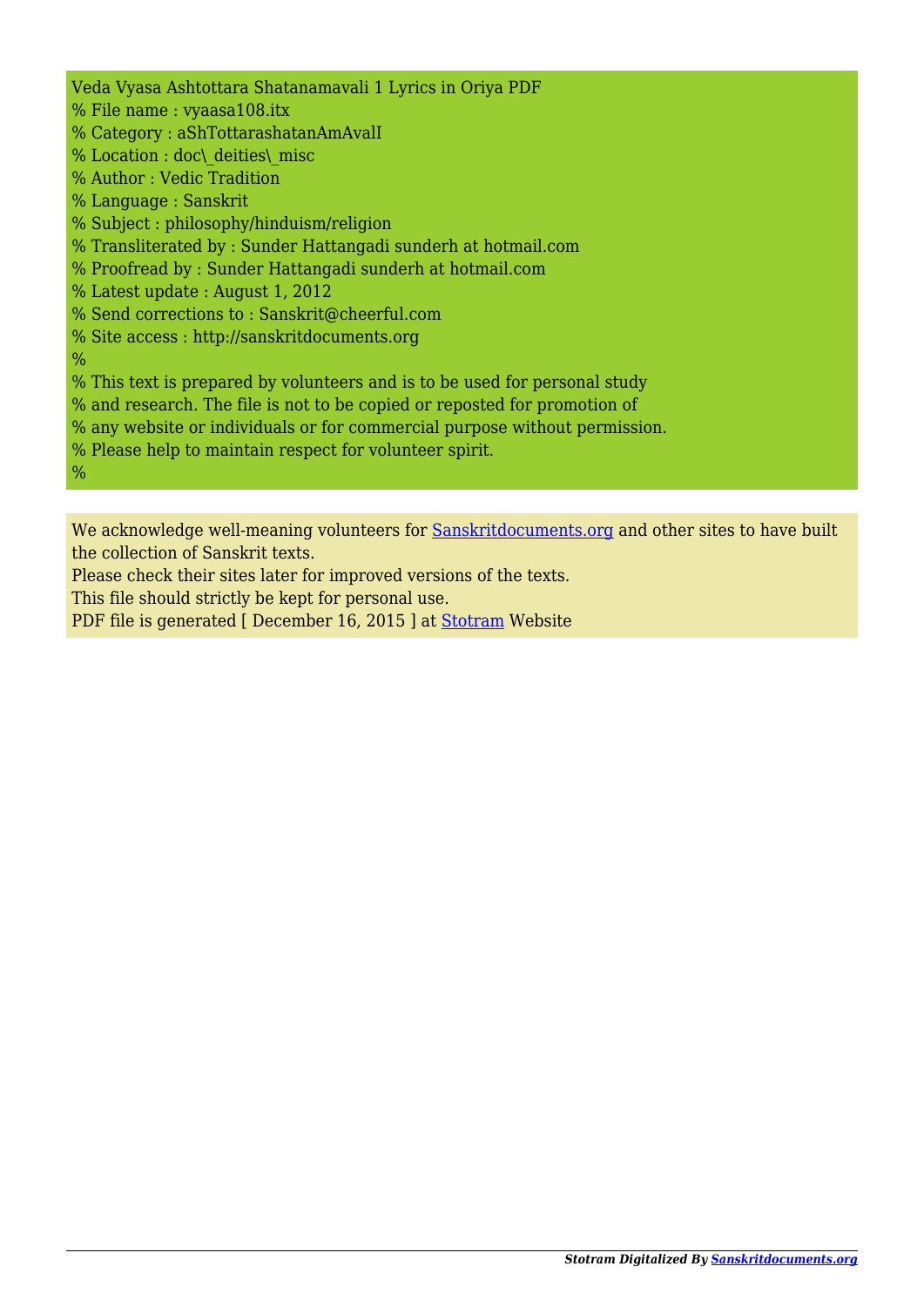Veda Vyasa Ashtottara Shatanamavali 1 Lyrics in Oriya PDF
% File name : vyaasa108.itx
% Category : aShTottarashatanAmAvalI
% Location : doc\_deities\_misc
% Author : Vedic Tradition
% Language : Sanskrit
% Subject : philosophy/hinduism/religion
% Transliterated by : Sunder Hattangadi sunderh at hotmail.com
% Proofread by : Sunder Hattangadi sunderh at hotmail.com
% Latest update : August 1, 2012
% Send corrections to : Sanskrit@cheerful.com
% Site access : http://sanskritdocuments.org
%
% This text is prepared by volunteers and is to be used for personal study
% and research. The file is not to be copied or reposted for promotion of
% any website or individuals or for commercial purpose without permission.
% Please help to maintain respect for volunteer spirit.
%

We acknowledge well-meaning volunteers for Sanskritdocuments.org and other sites to have built the collection of Sanskrit texts.
Please check their sites later for improved versions of the texts.
This file should strictly be kept for personal use.
PDF file is generated [ December 16, 2015 ] at Stotram Website